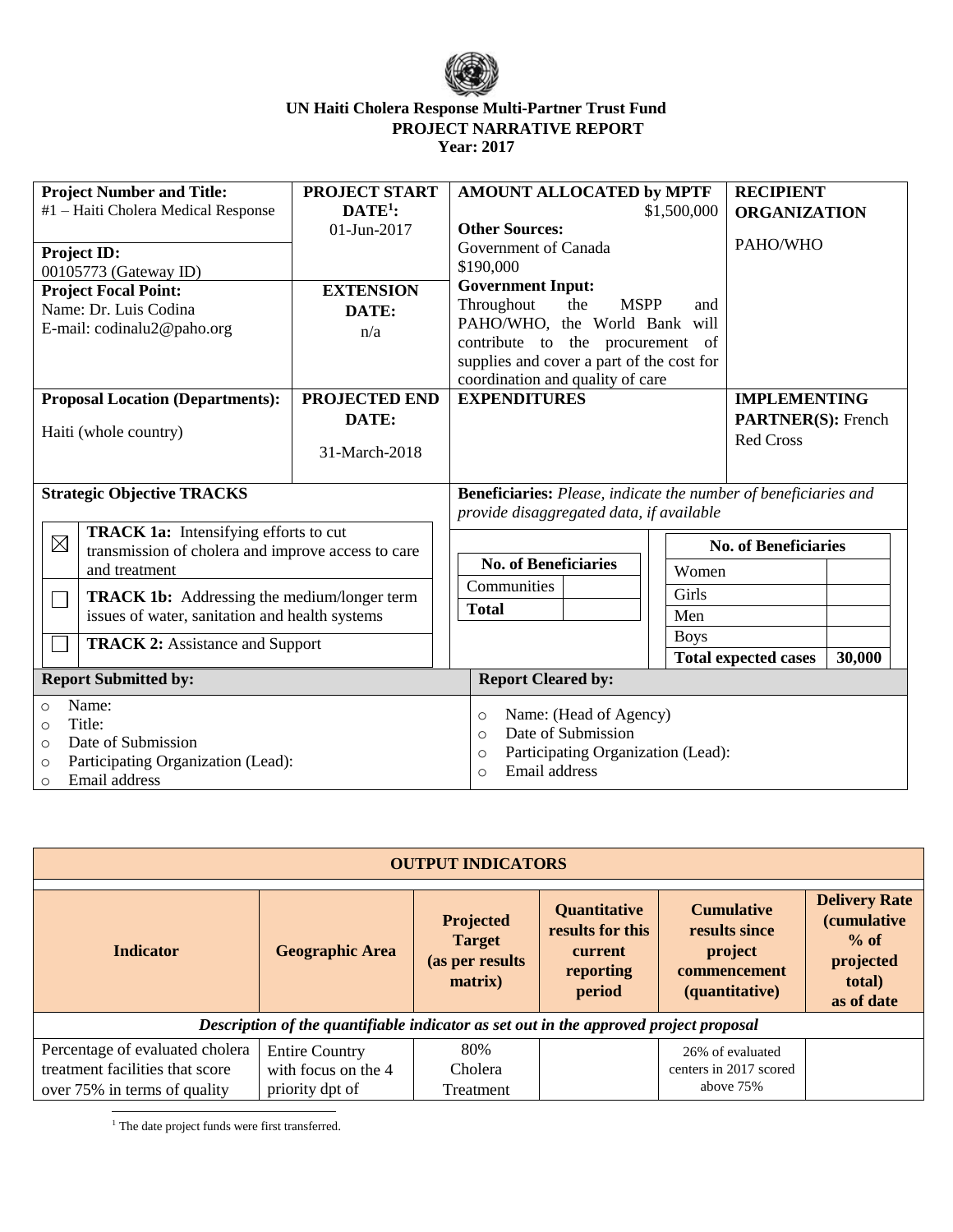**UN Haiti Cholera Response Multi-Partner Trust Fund**
**PROJECT NARRATIVE REPORT**
**Year: 2017**

| **Project Number and Title:** #1 – Haiti Cholera Medical Response | **PROJECT START DATE[1]:** 01-Jun-2017 | **AMOUNT ALLOCATED by MPTF** $1,500,000 **Other Sources:** Government of Canada $190,000 | **RECIPIENT ORGANIZATION** PAHO/WHO |
|---|---|---|---|
| **Project ID:** 00105773 (Gateway ID) | | | |
| **Project Focal Point:** Name: Dr. Luis Codina E-mail: codinalu2@paho.org | **EXTENSION DATE:** n/a | **Government Input:** Throughout the MSPP and PAHO/WHO, the World Bank will contribute to the procurement of supplies and cover a part of the cost for coordination and quality of care | |
| **Proposal Location (Departments):** Haiti (whole country) | **PROJECTED END DATE:** 31-March-2018 | **EXPENDITURES** | **IMPLEMENTING PARTNER(S):** French Red Cross |

**Strategic Objective TRACKS**

| | |
|---|---|
| ☒ | **TRACK 1a:** Intensifying efforts to cut transmission of cholera and improve access to care and treatment |
| ☐ | **TRACK 1b:** Addressing the medium/longer term issues of water, sanitation and health systems |
| ☐ | **TRACK 2:** Assistance and Support |

**Beneficiaries:** *Please, indicate the number of beneficiaries and provide disaggregated data, if available*

| **No. of Beneficiaries** | |
|---|---|
| Communities | |
| **Total** | |

| **No. of Beneficiaries** | |
|---|---|
| Women | |
| Girls | |
| Men | |
| Boys | |
| **Total expected cases** | **30,000** |

| **Report Submitted by:** | **Report Cleared by:** |
|---|---|
| ○ Name:<br>○ Title:<br>○ Date of Submission<br>○ Participating Organization (Lead):<br>○ Email address | ○ Name: (Head of Agency)<br>○ Date of Submission<br>○ Participating Organization (Lead):<br>○ Email address |

**OUTPUT INDICATORS**

| **Indicator** | **Geographic Area** | **Projected Target (as per results matrix)** | **Quantitative results for this current reporting period** | **Cumulative results since project commencement (quantitative)** | **Delivery Rate (cumulative % of projected total) as of date** |
|---|---|---|---|---|---|
| ***Description of the quantifiable indicator as set out in the approved project proposal*** | | | | | |
| Percentage of evaluated cholera treatment facilities that score over 75% in terms of quality | Entire Country with focus on the 4 priority dpt of | 80% Cholera Treatment | | 26% of evaluated centers in 2017 scored above 75% | |

[1] The date project funds were first transferred.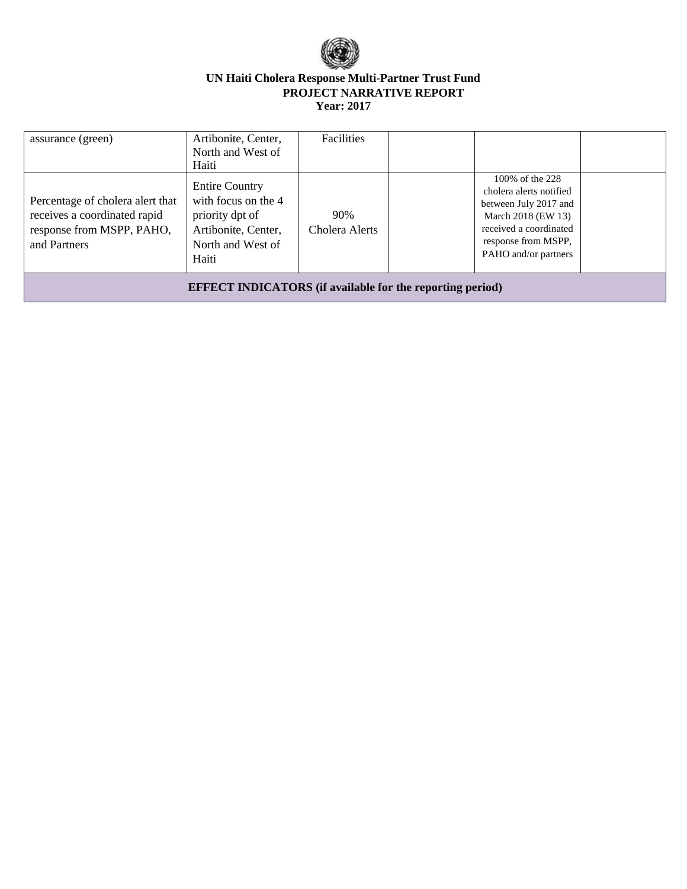| | | | | | |
|---|---|---|---|---|---|
| assurance (green) | Artibonite, Center, North and West of Haiti | Facilities | | | |
| Percentage of cholera alert that receives a coordinated rapid response from MSPP, PAHO, and Partners | Entire Country with focus on the 4 priority dpt of Artibonite, Center, North and West of Haiti | 90% Cholera Alerts | | 100% of the 228 cholera alerts notified between July 2017 and March 2018 (EW 13) received a coordinated response from MSPP, PAHO and/or partners | |
| **EFFECT INDICATORS (if available for the reporting period)** | | | | | |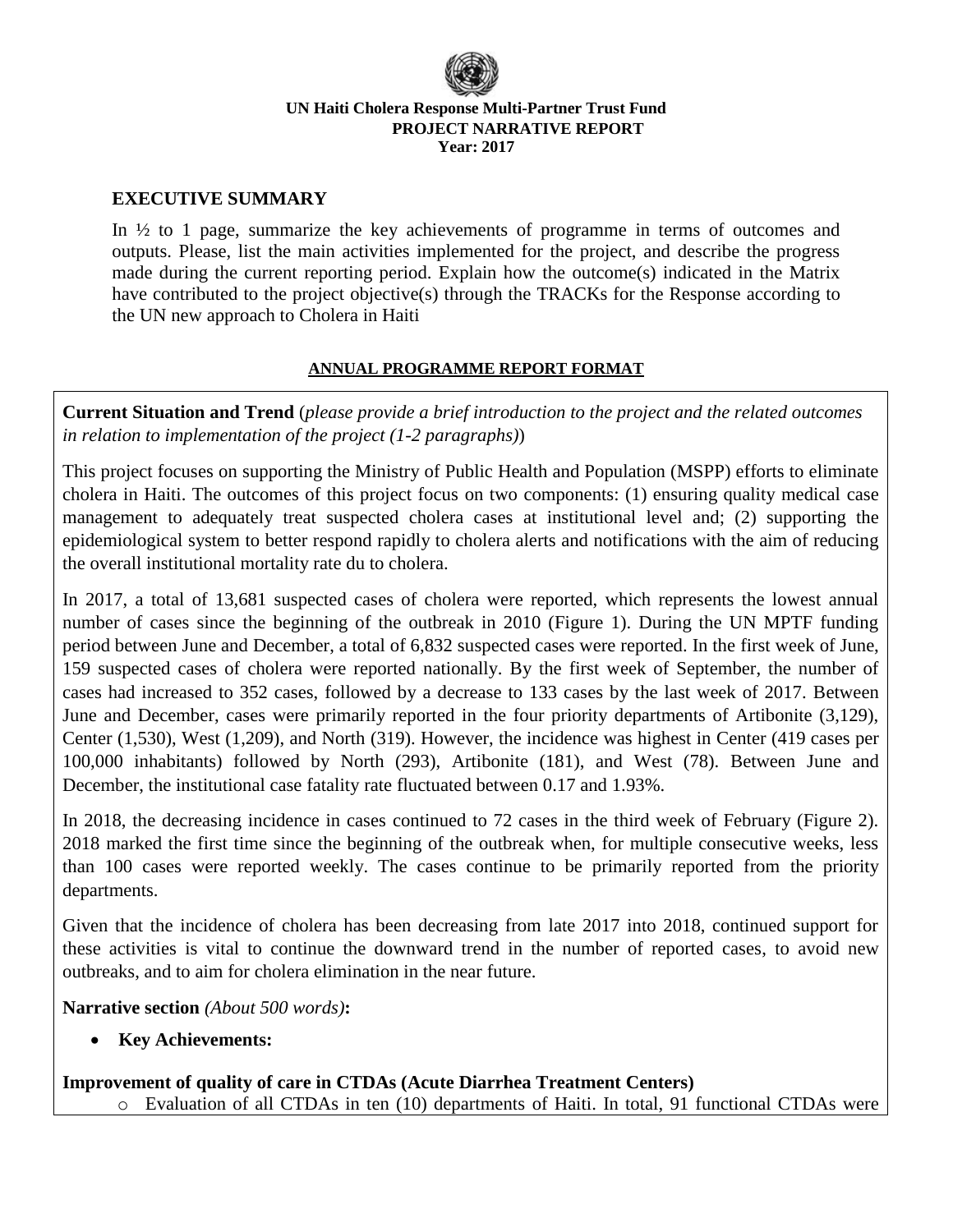**UN Haiti Cholera Response Multi-Partner Trust Fund**
**PROJECT NARRATIVE REPORT**
**Year: 2017**

## EXECUTIVE SUMMARY

In ½ to 1 page, summarize the key achievements of programme in terms of outcomes and outputs. Please, list the main activities implemented for the project, and describe the progress made during the current reporting period. Explain how the outcome(s) indicated in the Matrix have contributed to the project objective(s) through the TRACKs for the Response according to the UN new approach to Cholera in Haiti

**ANNUAL PROGRAMME REPORT FORMAT**

**Current Situation and Trend** (*please provide a brief introduction to the project and the related outcomes in relation to implementation of the project (1-2 paragraphs)*)

This project focuses on supporting the Ministry of Public Health and Population (MSPP) efforts to eliminate cholera in Haiti. The outcomes of this project focus on two components: (1) ensuring quality medical case management to adequately treat suspected cholera cases at institutional level and; (2) supporting the epidemiological system to better respond rapidly to cholera alerts and notifications with the aim of reducing the overall institutional mortality rate du to cholera.

In 2017, a total of 13,681 suspected cases of cholera were reported, which represents the lowest annual number of cases since the beginning of the outbreak in 2010 (Figure 1). During the UN MPTF funding period between June and December, a total of 6,832 suspected cases were reported. In the first week of June, 159 suspected cases of cholera were reported nationally. By the first week of September, the number of cases had increased to 352 cases, followed by a decrease to 133 cases by the last week of 2017. Between June and December, cases were primarily reported in the four priority departments of Artibonite (3,129), Center (1,530), West (1,209), and North (319). However, the incidence was highest in Center (419 cases per 100,000 inhabitants) followed by North (293), Artibonite (181), and West (78). Between June and December, the institutional case fatality rate fluctuated between 0.17 and 1.93%.

In 2018, the decreasing incidence in cases continued to 72 cases in the third week of February (Figure 2). 2018 marked the first time since the beginning of the outbreak when, for multiple consecutive weeks, less than 100 cases were reported weekly. The cases continue to be primarily reported from the priority departments.

Given that the incidence of cholera has been decreasing from late 2017 into 2018, continued support for these activities is vital to continue the downward trend in the number of reported cases, to avoid new outbreaks, and to aim for cholera elimination in the near future.

**Narrative section** *(About 500 words)***:**

- **Key Achievements:**

**Improvement of quality of care in CTDAs (Acute Diarrhea Treatment Centers)**

- Evaluation of all CTDAs in ten (10) departments of Haiti. In total, 91 functional CTDAs were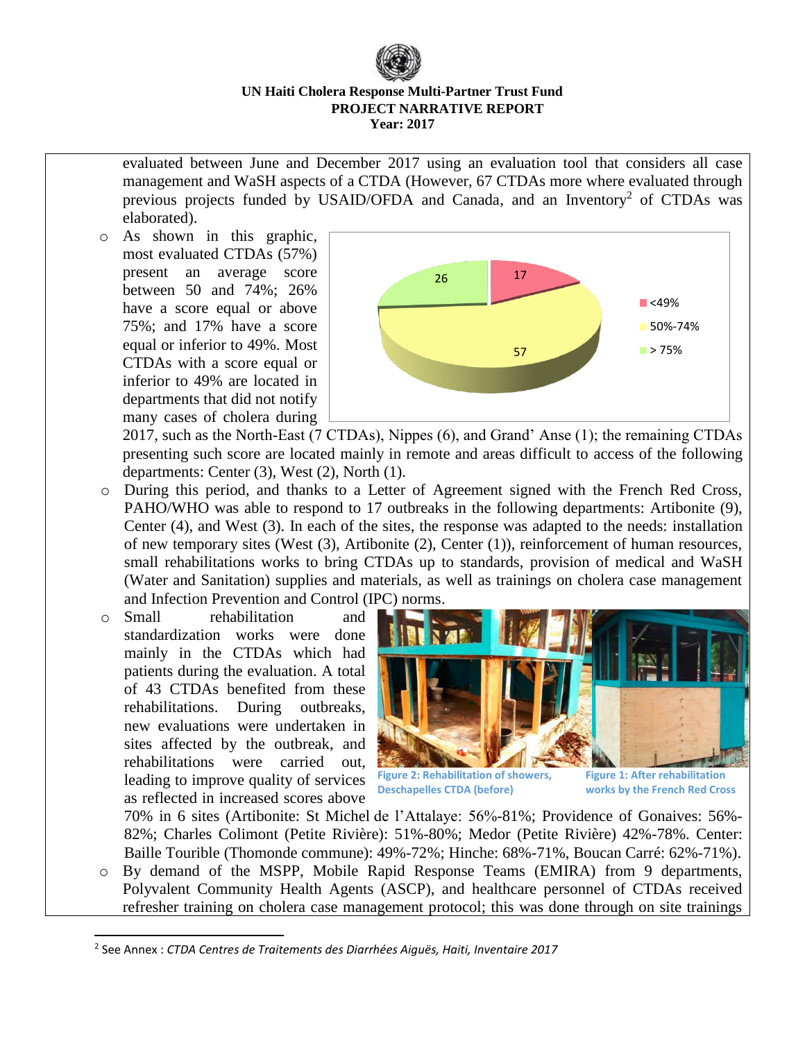evaluated between June and December 2017 using an evaluation tool that considers all case management and WaSH aspects of a CTDA (However, 67 CTDAs more where evaluated through previous projects funded by USAID/OFDA and Canada, and an Inventory[2] of CTDAs was elaborated).

- As shown in this graphic, most evaluated CTDAs (57%) present an average score between 50 and 74%; 26% have a score equal or above 75%; and 17% have a score equal or inferior to 49%. Most CTDAs with a score equal or inferior to 49% are located in departments that did not notify many cases of cholera during 2017, such as the North-East (7 CTDAs), Nippes (6), and Grand' Anse (1); the remaining CTDAs presenting such score are located mainly in remote and areas difficult to access of the following departments: Center (3), West (2), North (1).
- During this period, and thanks to a Letter of Agreement signed with the French Red Cross, PAHO/WHO was able to respond to 17 outbreaks in the following departments: Artibonite (9), Center (4), and West (3). In each of the sites, the response was adapted to the needs: installation of new temporary sites (West (3), Artibonite (2), Center (1)), reinforcement of human resources, small rehabilitations works to bring CTDAs up to standards, provision of medical and WaSH (Water and Sanitation) supplies and materials, as well as trainings on cholera case management and Infection Prevention and Control (IPC) norms.
- Small rehabilitation and standardization works were done mainly in the CTDAs which had patients during the evaluation. A total of 43 CTDAs benefited from these rehabilitations. During outbreaks, new evaluations were undertaken in sites affected by the outbreak, and rehabilitations were carried out, leading to improve quality of services as reflected in increased scores above 70% in 6 sites (Artibonite: St Michel de l'Attalaye: 56%-81%; Providence of Gonaives: 56%-82%; Charles Colimont (Petite Rivière): 51%-80%; Medor (Petite Rivière) 42%-78%. Center: Baille Tourible (Thomonde commune): 49%-72%; Hinche: 68%-71%, Boucan Carré: 62%-71%).

Figure 2: Rehabilitation of showers, Deschapelles CTDA (before)

Figure 1: After rehabilitation works by the French Red Cross

- By demand of the MSPP, Mobile Rapid Response Teams (EMIRA) from 9 departments, Polyvalent Community Health Agents (ASCP), and healthcare personnel of CTDAs received refresher training on cholera case management protocol; this was done through on site trainings

[2] See Annex : *CTDA Centres de Traitements des Diarrhées Aiguës, Haiti, Inventaire 2017*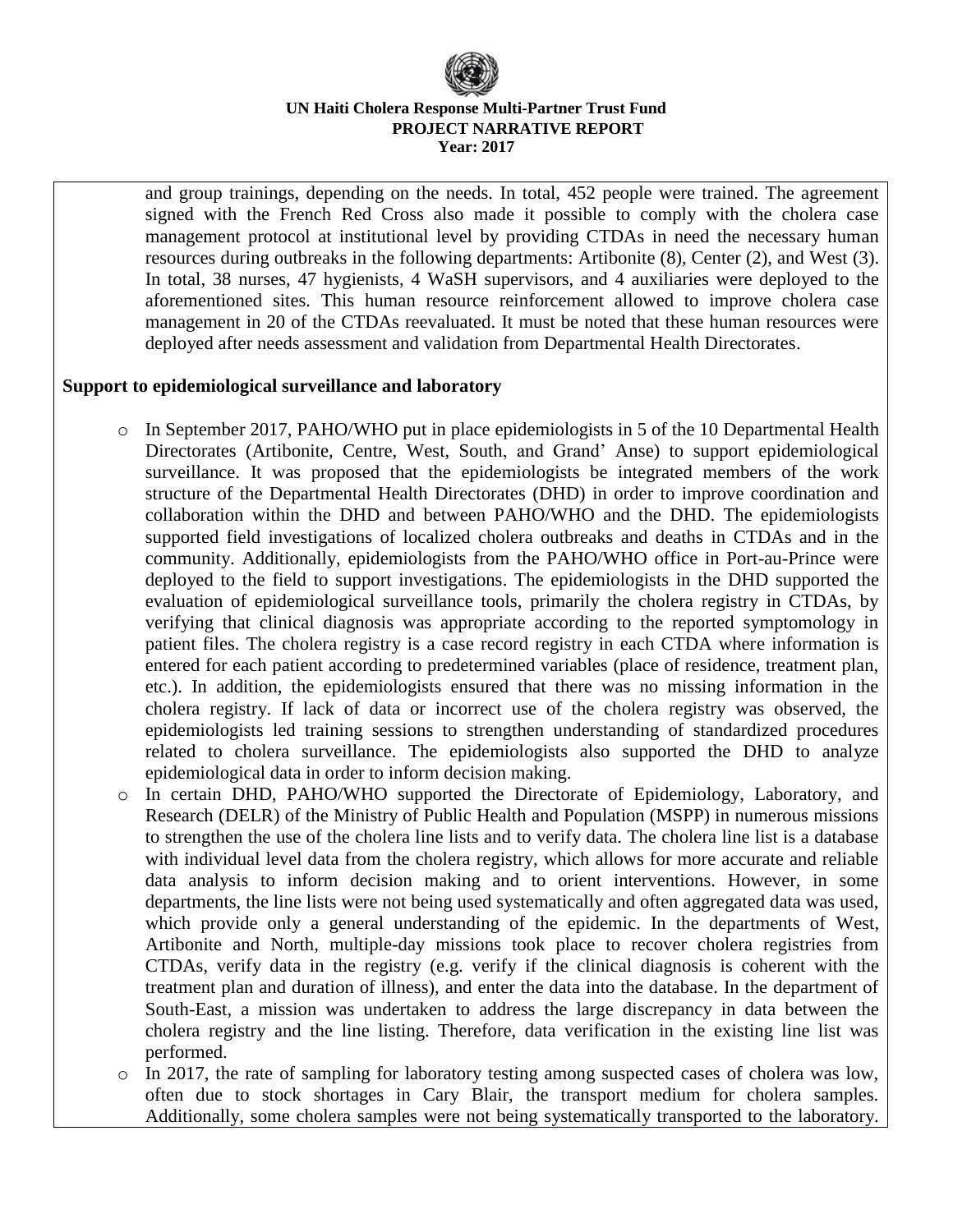and group trainings, depending on the needs. In total, 452 people were trained. The agreement signed with the French Red Cross also made it possible to comply with the cholera case management protocol at institutional level by providing CTDAs in need the necessary human resources during outbreaks in the following departments: Artibonite (8), Center (2), and West (3). In total, 38 nurses, 47 hygienists, 4 WaSH supervisors, and 4 auxiliaries were deployed to the aforementioned sites. This human resource reinforcement allowed to improve cholera case management in 20 of the CTDAs reevaluated. It must be noted that these human resources were deployed after needs assessment and validation from Departmental Health Directorates.

**Support to epidemiological surveillance and laboratory**

- In September 2017, PAHO/WHO put in place epidemiologists in 5 of the 10 Departmental Health Directorates (Artibonite, Centre, West, South, and Grand' Anse) to support epidemiological surveillance. It was proposed that the epidemiologists be integrated members of the work structure of the Departmental Health Directorates (DHD) in order to improve coordination and collaboration within the DHD and between PAHO/WHO and the DHD. The epidemiologists supported field investigations of localized cholera outbreaks and deaths in CTDAs and in the community. Additionally, epidemiologists from the PAHO/WHO office in Port-au-Prince were deployed to the field to support investigations. The epidemiologists in the DHD supported the evaluation of epidemiological surveillance tools, primarily the cholera registry in CTDAs, by verifying that clinical diagnosis was appropriate according to the reported symptomology in patient files. The cholera registry is a case record registry in each CTDA where information is entered for each patient according to predetermined variables (place of residence, treatment plan, etc.). In addition, the epidemiologists ensured that there was no missing information in the cholera registry. If lack of data or incorrect use of the cholera registry was observed, the epidemiologists led training sessions to strengthen understanding of standardized procedures related to cholera surveillance. The epidemiologists also supported the DHD to analyze epidemiological data in order to inform decision making.
- In certain DHD, PAHO/WHO supported the Directorate of Epidemiology, Laboratory, and Research (DELR) of the Ministry of Public Health and Population (MSPP) in numerous missions to strengthen the use of the cholera line lists and to verify data. The cholera line list is a database with individual level data from the cholera registry, which allows for more accurate and reliable data analysis to inform decision making and to orient interventions. However, in some departments, the line lists were not being used systematically and often aggregated data was used, which provide only a general understanding of the epidemic. In the departments of West, Artibonite and North, multiple-day missions took place to recover cholera registries from CTDAs, verify data in the registry (e.g. verify if the clinical diagnosis is coherent with the treatment plan and duration of illness), and enter the data into the database. In the department of South-East, a mission was undertaken to address the large discrepancy in data between the cholera registry and the line listing. Therefore, data verification in the existing line list was performed.
- In 2017, the rate of sampling for laboratory testing among suspected cases of cholera was low, often due to stock shortages in Cary Blair, the transport medium for cholera samples. Additionally, some cholera samples were not being systematically transported to the laboratory.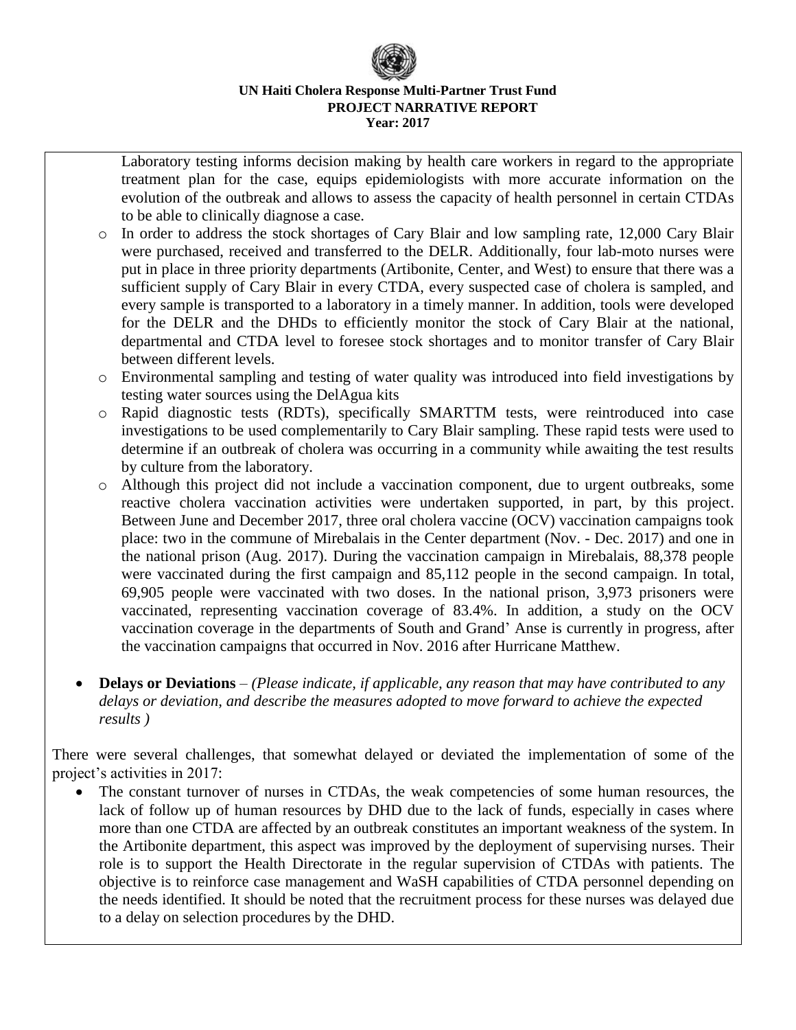Laboratory testing informs decision making by health care workers in regard to the appropriate treatment plan for the case, equips epidemiologists with more accurate information on the evolution of the outbreak and allows to assess the capacity of health personnel in certain CTDAs to be able to clinically diagnose a case.

- In order to address the stock shortages of Cary Blair and low sampling rate, 12,000 Cary Blair were purchased, received and transferred to the DELR. Additionally, four lab-moto nurses were put in place in three priority departments (Artibonite, Center, and West) to ensure that there was a sufficient supply of Cary Blair in every CTDA, every suspected case of cholera is sampled, and every sample is transported to a laboratory in a timely manner. In addition, tools were developed for the DELR and the DHDs to efficiently monitor the stock of Cary Blair at the national, departmental and CTDA level to foresee stock shortages and to monitor transfer of Cary Blair between different levels.
- Environmental sampling and testing of water quality was introduced into field investigations by testing water sources using the DelAgua kits
- Rapid diagnostic tests (RDTs), specifically SMARTTM tests, were reintroduced into case investigations to be used complementarily to Cary Blair sampling. These rapid tests were used to determine if an outbreak of cholera was occurring in a community while awaiting the test results by culture from the laboratory.
- Although this project did not include a vaccination component, due to urgent outbreaks, some reactive cholera vaccination activities were undertaken supported, in part, by this project. Between June and December 2017, three oral cholera vaccine (OCV) vaccination campaigns took place: two in the commune of Mirebalais in the Center department (Nov. - Dec. 2017) and one in the national prison (Aug. 2017). During the vaccination campaign in Mirebalais, 88,378 people were vaccinated during the first campaign and 85,112 people in the second campaign. In total, 69,905 people were vaccinated with two doses. In the national prison, 3,973 prisoners were vaccinated, representing vaccination coverage of 83.4%. In addition, a study on the OCV vaccination coverage in the departments of South and Grand' Anse is currently in progress, after the vaccination campaigns that occurred in Nov. 2016 after Hurricane Matthew.

- **Delays or Deviations** – *(Please indicate, if applicable, any reason that may have contributed to any delays or deviation, and describe the measures adopted to move forward to achieve the expected results )*

There were several challenges, that somewhat delayed or deviated the implementation of some of the project's activities in 2017:

- The constant turnover of nurses in CTDAs, the weak competencies of some human resources, the lack of follow up of human resources by DHD due to the lack of funds, especially in cases where more than one CTDA are affected by an outbreak constitutes an important weakness of the system. In the Artibonite department, this aspect was improved by the deployment of supervising nurses. Their role is to support the Health Directorate in the regular supervision of CTDAs with patients. The objective is to reinforce case management and WaSH capabilities of CTDA personnel depending on the needs identified. It should be noted that the recruitment process for these nurses was delayed due to a delay on selection procedures by the DHD.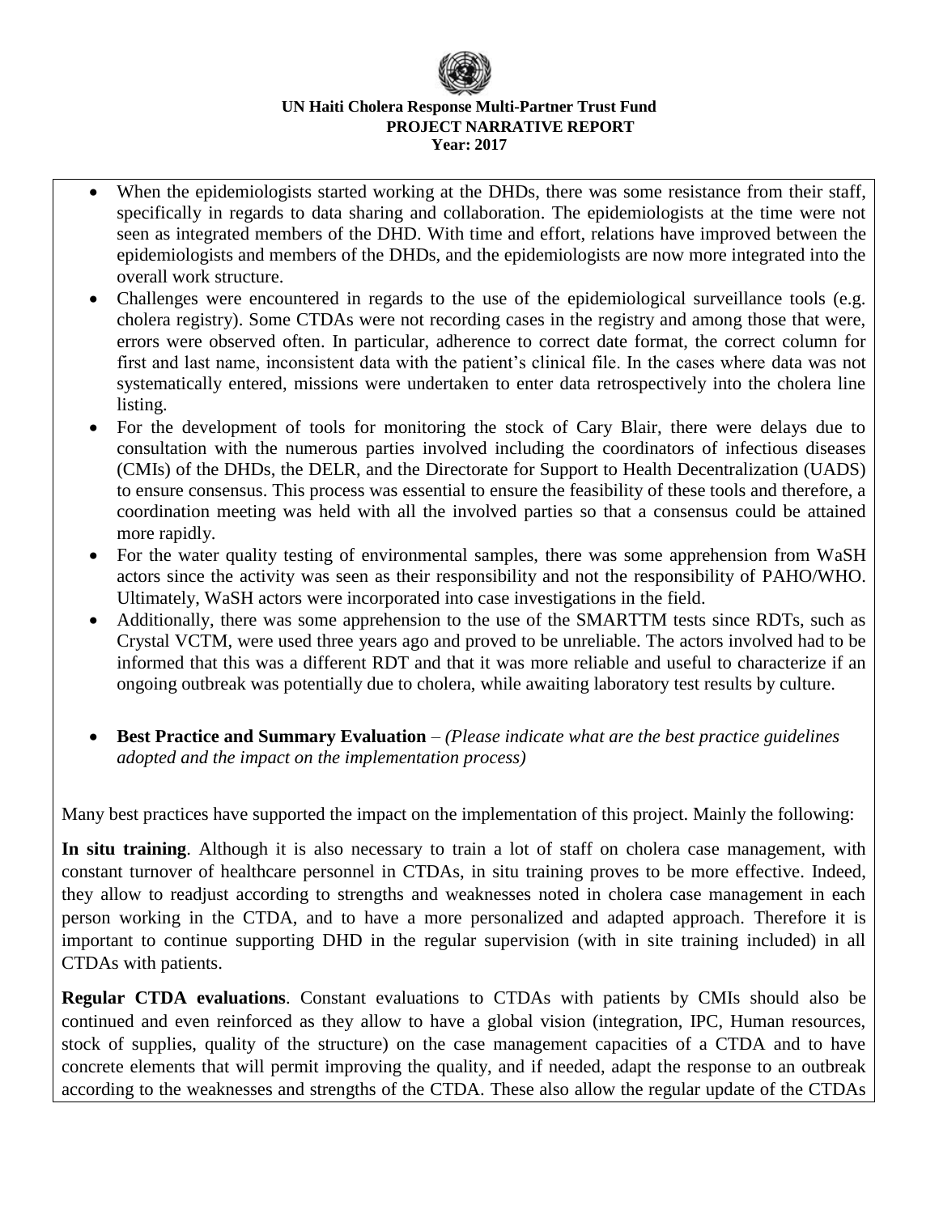- When the epidemiologists started working at the DHDs, there was some resistance from their staff, specifically in regards to data sharing and collaboration. The epidemiologists at the time were not seen as integrated members of the DHD. With time and effort, relations have improved between the epidemiologists and members of the DHDs, and the epidemiologists are now more integrated into the overall work structure.
- Challenges were encountered in regards to the use of the epidemiological surveillance tools (e.g. cholera registry). Some CTDAs were not recording cases in the registry and among those that were, errors were observed often. In particular, adherence to correct date format, the correct column for first and last name, inconsistent data with the patient's clinical file. In the cases where data was not systematically entered, missions were undertaken to enter data retrospectively into the cholera line listing.
- For the development of tools for monitoring the stock of Cary Blair, there were delays due to consultation with the numerous parties involved including the coordinators of infectious diseases (CMIs) of the DHDs, the DELR, and the Directorate for Support to Health Decentralization (UADS) to ensure consensus. This process was essential to ensure the feasibility of these tools and therefore, a coordination meeting was held with all the involved parties so that a consensus could be attained more rapidly.
- For the water quality testing of environmental samples, there was some apprehension from WaSH actors since the activity was seen as their responsibility and not the responsibility of PAHO/WHO. Ultimately, WaSH actors were incorporated into case investigations in the field.
- Additionally, there was some apprehension to the use of the SMARTTM tests since RDTs, such as Crystal VCTM, were used three years ago and proved to be unreliable. The actors involved had to be informed that this was a different RDT and that it was more reliable and useful to characterize if an ongoing outbreak was potentially due to cholera, while awaiting laboratory test results by culture.

- **Best Practice and Summary Evaluation** – *(Please indicate what are the best practice guidelines adopted and the impact on the implementation process)*

Many best practices have supported the impact on the implementation of this project. Mainly the following:

**In situ training**. Although it is also necessary to train a lot of staff on cholera case management, with constant turnover of healthcare personnel in CTDAs, in situ training proves to be more effective. Indeed, they allow to readjust according to strengths and weaknesses noted in cholera case management in each person working in the CTDA, and to have a more personalized and adapted approach. Therefore it is important to continue supporting DHD in the regular supervision (with in site training included) in all CTDAs with patients.

**Regular CTDA evaluations**. Constant evaluations to CTDAs with patients by CMIs should also be continued and even reinforced as they allow to have a global vision (integration, IPC, Human resources, stock of supplies, quality of the structure) on the case management capacities of a CTDA and to have concrete elements that will permit improving the quality, and if needed, adapt the response to an outbreak according to the weaknesses and strengths of the CTDA. These also allow the regular update of the CTDAs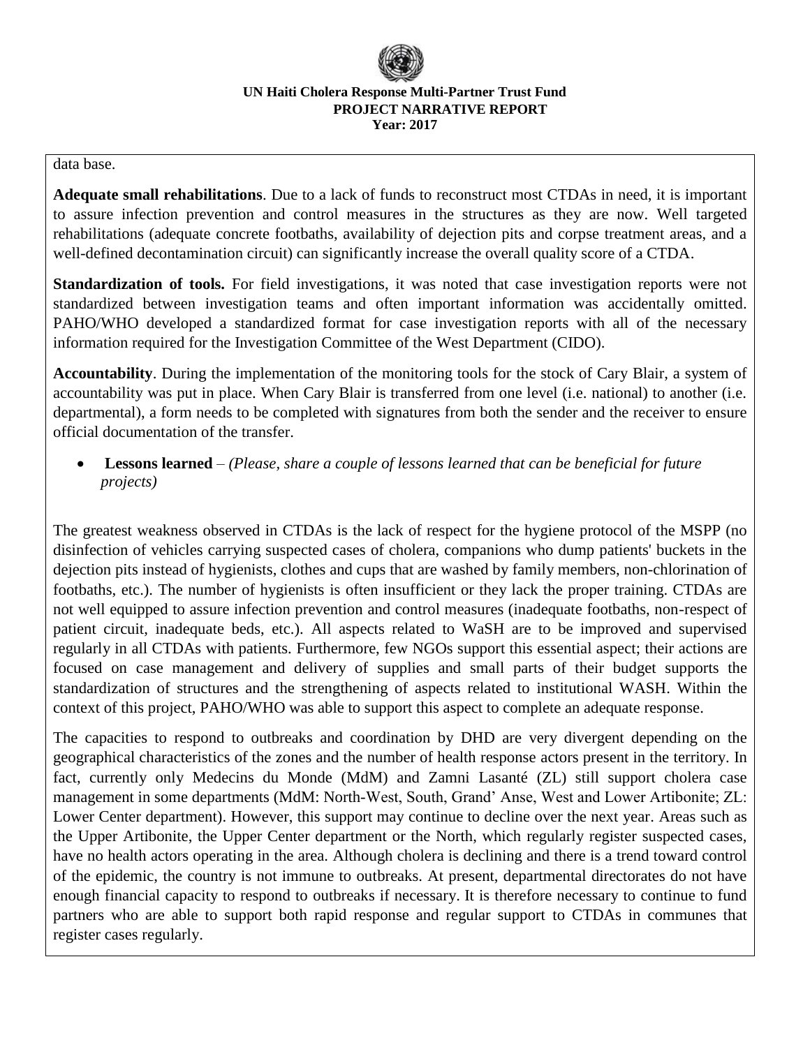data base.

**Adequate small rehabilitations**. Due to a lack of funds to reconstruct most CTDAs in need, it is important to assure infection prevention and control measures in the structures as they are now. Well targeted rehabilitations (adequate concrete footbaths, availability of dejection pits and corpse treatment areas, and a well-defined decontamination circuit) can significantly increase the overall quality score of a CTDA.

**Standardization of tools.** For field investigations, it was noted that case investigation reports were not standardized between investigation teams and often important information was accidentally omitted. PAHO/WHO developed a standardized format for case investigation reports with all of the necessary information required for the Investigation Committee of the West Department (CIDO).

**Accountability**. During the implementation of the monitoring tools for the stock of Cary Blair, a system of accountability was put in place. When Cary Blair is transferred from one level (i.e. national) to another (i.e. departmental), a form needs to be completed with signatures from both the sender and the receiver to ensure official documentation of the transfer.

- **Lessons learned** – *(Please, share a couple of lessons learned that can be beneficial for future projects)*

The greatest weakness observed in CTDAs is the lack of respect for the hygiene protocol of the MSPP (no disinfection of vehicles carrying suspected cases of cholera, companions who dump patients' buckets in the dejection pits instead of hygienists, clothes and cups that are washed by family members, non-chlorination of footbaths, etc.). The number of hygienists is often insufficient or they lack the proper training. CTDAs are not well equipped to assure infection prevention and control measures (inadequate footbaths, non-respect of patient circuit, inadequate beds, etc.). All aspects related to WaSH are to be improved and supervised regularly in all CTDAs with patients. Furthermore, few NGOs support this essential aspect; their actions are focused on case management and delivery of supplies and small parts of their budget supports the standardization of structures and the strengthening of aspects related to institutional WASH. Within the context of this project, PAHO/WHO was able to support this aspect to complete an adequate response.

The capacities to respond to outbreaks and coordination by DHD are very divergent depending on the geographical characteristics of the zones and the number of health response actors present in the territory. In fact, currently only Medecins du Monde (MdM) and Zamni Lasanté (ZL) still support cholera case management in some departments (MdM: North-West, South, Grand' Anse, West and Lower Artibonite; ZL: Lower Center department). However, this support may continue to decline over the next year. Areas such as the Upper Artibonite, the Upper Center department or the North, which regularly register suspected cases, have no health actors operating in the area. Although cholera is declining and there is a trend toward control of the epidemic, the country is not immune to outbreaks. At present, departmental directorates do not have enough financial capacity to respond to outbreaks if necessary. It is therefore necessary to continue to fund partners who are able to support both rapid response and regular support to CTDAs in communes that register cases regularly.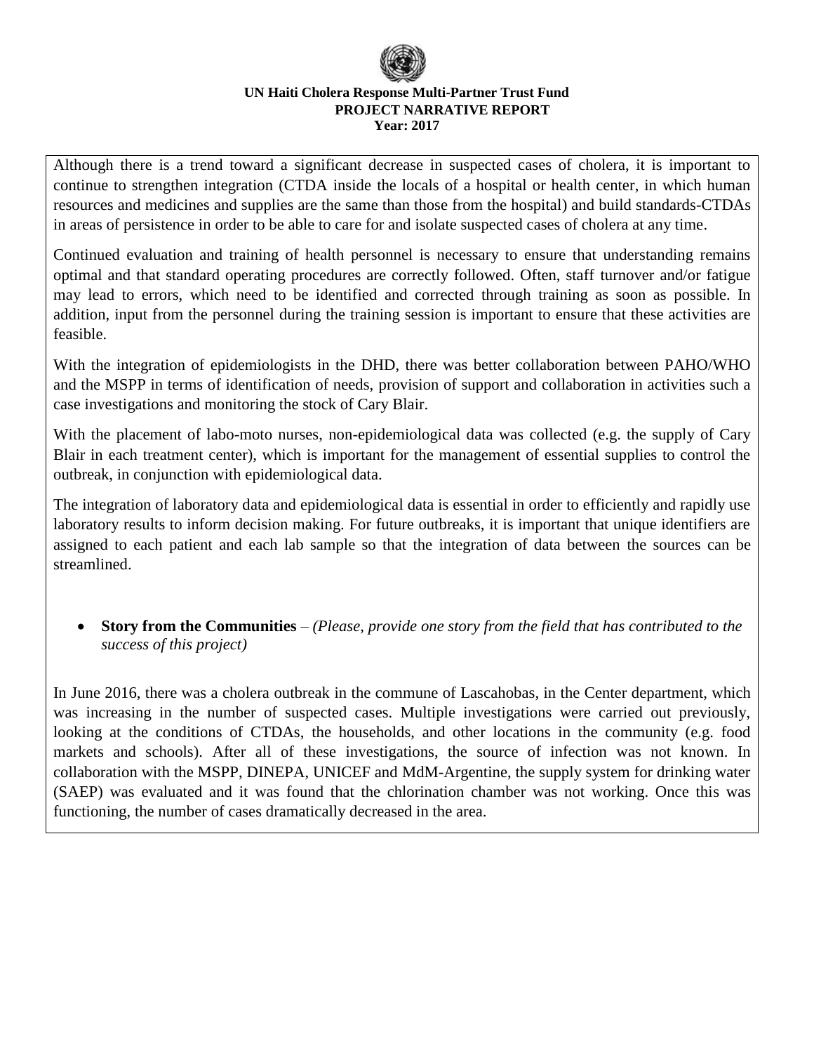Although there is a trend toward a significant decrease in suspected cases of cholera, it is important to continue to strengthen integration (CTDA inside the locals of a hospital or health center, in which human resources and medicines and supplies are the same than those from the hospital) and build standards-CTDAs in areas of persistence in order to be able to care for and isolate suspected cases of cholera at any time.

Continued evaluation and training of health personnel is necessary to ensure that understanding remains optimal and that standard operating procedures are correctly followed. Often, staff turnover and/or fatigue may lead to errors, which need to be identified and corrected through training as soon as possible. In addition, input from the personnel during the training session is important to ensure that these activities are feasible.

With the integration of epidemiologists in the DHD, there was better collaboration between PAHO/WHO and the MSPP in terms of identification of needs, provision of support and collaboration in activities such a case investigations and monitoring the stock of Cary Blair.

With the placement of labo-moto nurses, non-epidemiological data was collected (e.g. the supply of Cary Blair in each treatment center), which is important for the management of essential supplies to control the outbreak, in conjunction with epidemiological data.

The integration of laboratory data and epidemiological data is essential in order to efficiently and rapidly use laboratory results to inform decision making. For future outbreaks, it is important that unique identifiers are assigned to each patient and each lab sample so that the integration of data between the sources can be streamlined.

- **Story from the Communities** – *(Please, provide one story from the field that has contributed to the success of this project)*

In June 2016, there was a cholera outbreak in the commune of Lascahobas, in the Center department, which was increasing in the number of suspected cases. Multiple investigations were carried out previously, looking at the conditions of CTDAs, the households, and other locations in the community (e.g. food markets and schools). After all of these investigations, the source of infection was not known. In collaboration with the MSPP, DINEPA, UNICEF and MdM-Argentine, the supply system for drinking water (SAEP) was evaluated and it was found that the chlorination chamber was not working. Once this was functioning, the number of cases dramatically decreased in the area.